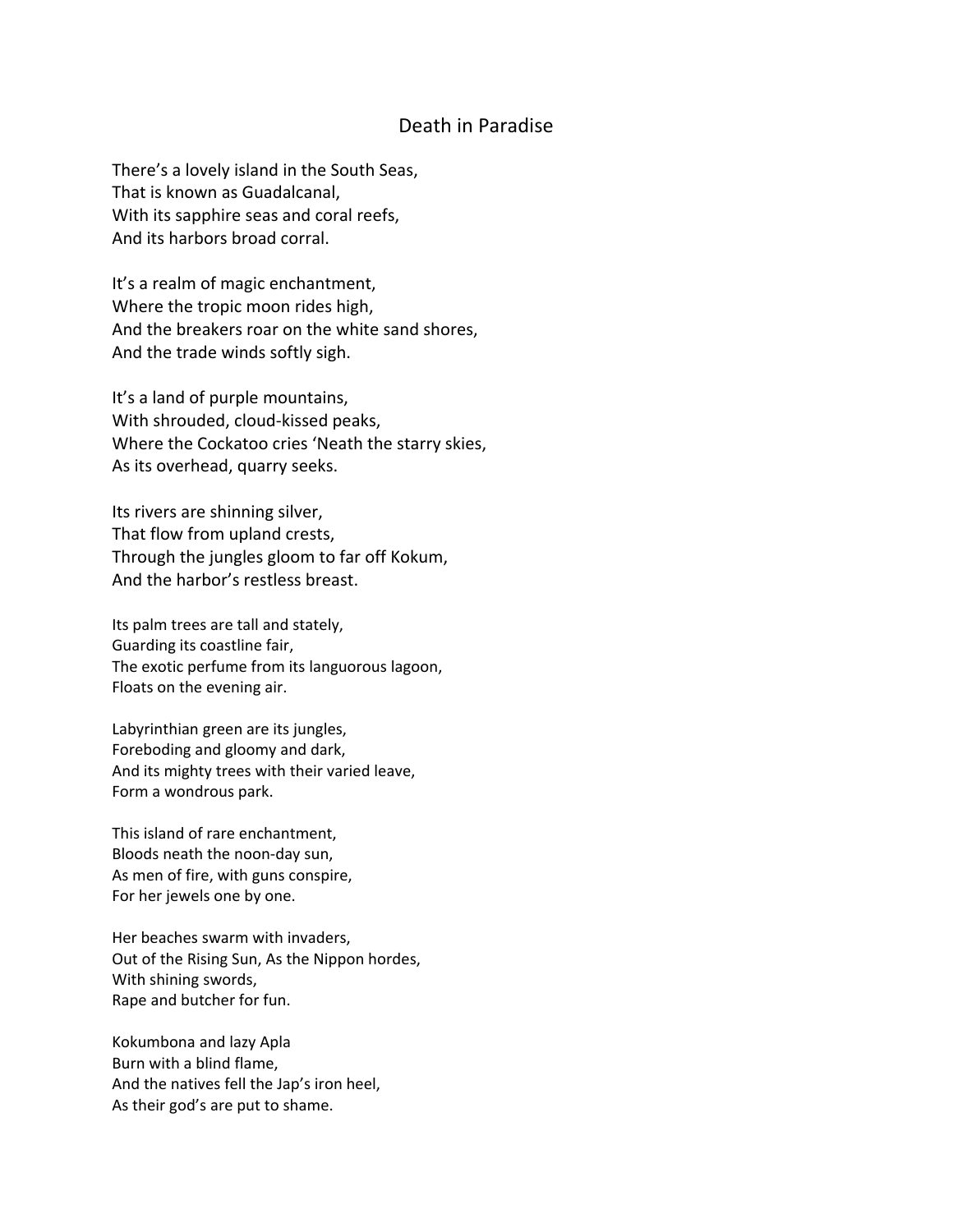# Death in Paradise

There's a lovely island in the South Seas,
That is known as Guadalcanal,
With its sapphire seas and coral reefs,
And its harbors broad corral.

It's a realm of magic enchantment,
Where the tropic moon rides high,
And the breakers roar on the white sand shores,
And the trade winds softly sigh.

It's a land of purple mountains,
With shrouded, cloud-kissed peaks,
Where the Cockatoo cries 'Neath the starry skies,
As its overhead, quarry seeks.

Its rivers are shinning silver,
That flow from upland crests,
Through the jungles gloom to far off Kokum,
And the harbor's restless breast.

Its palm trees are tall and stately,
Guarding its coastline fair,
The exotic perfume from its languorous lagoon,
Floats on the evening air.

Labyrinthian green are its jungles,
Foreboding and gloomy and dark,
And its mighty trees with their varied leave,
Form a wondrous park.

This island of rare enchantment,
Bloods neath the noon-day sun,
As men of fire, with guns conspire,
For her jewels one by one.

Her beaches swarm with invaders,
Out of the Rising Sun, As the Nippon hordes,
With shining swords,
Rape and butcher for fun.

Kokumbona and lazy Apla
Burn with a blind flame,
And the natives fell the Jap's iron heel,
As their god's are put to shame.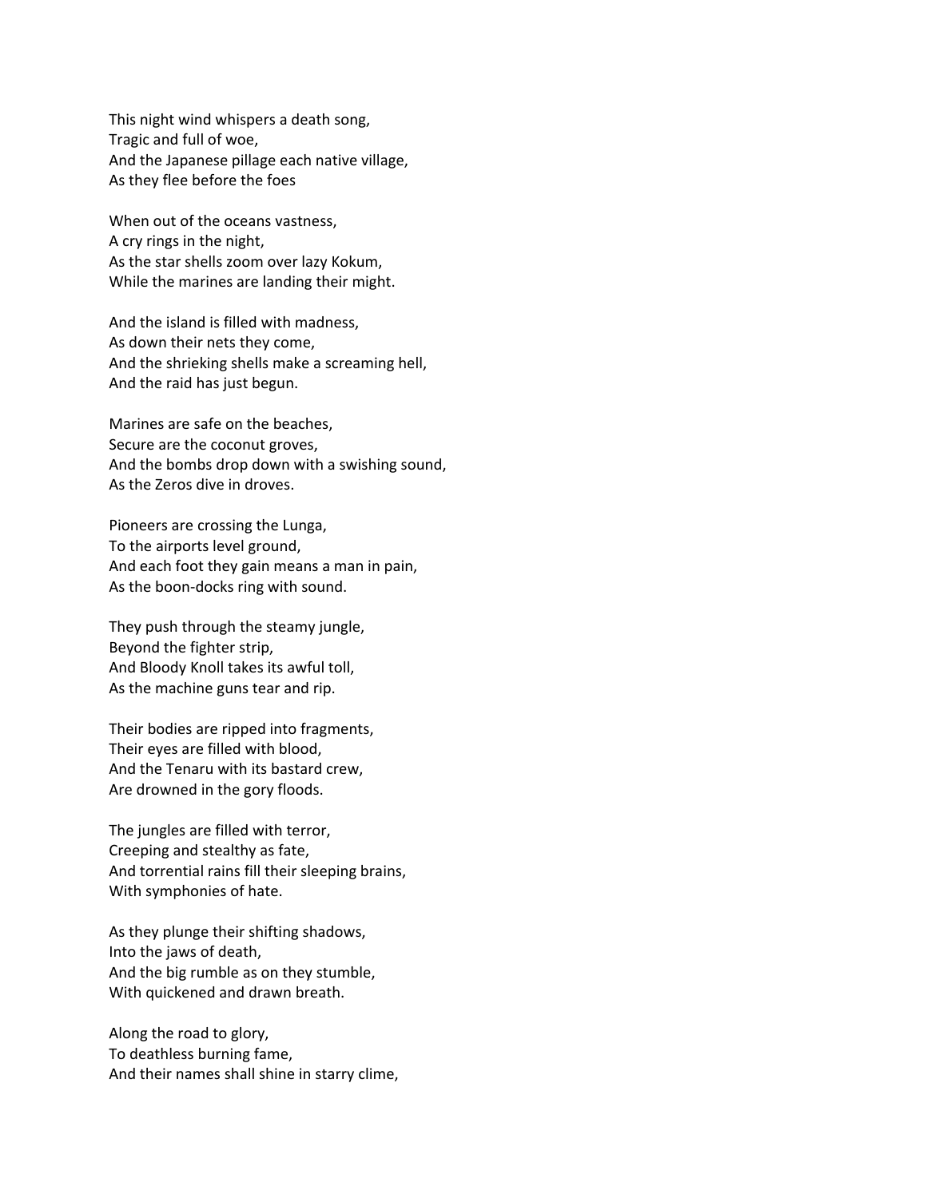This night wind whispers a death song,
Tragic and full of woe,
And the Japanese pillage each native village,
As they flee before the foes

When out of the oceans vastness,
A cry rings in the night,
As the star shells zoom over lazy Kokum,
While the marines are landing their might.

And the island is filled with madness,
As down their nets they come,
And the shrieking shells make a screaming hell,
And the raid has just begun.

Marines are safe on the beaches,
Secure are the coconut groves,
And the bombs drop down with a swishing sound,
As the Zeros dive in droves.

Pioneers are crossing the Lunga,
To the airports level ground,
And each foot they gain means a man in pain,
As the boon-docks ring with sound.

They push through the steamy jungle,
Beyond the fighter strip,
And Bloody Knoll takes its awful toll,
As the machine guns tear and rip.

Their bodies are ripped into fragments,
Their eyes are filled with blood,
And the Tenaru with its bastard crew,
Are drowned in the gory floods.

The jungles are filled with terror,
Creeping and stealthy as fate,
And torrential rains fill their sleeping brains,
With symphonies of hate.

As they plunge their shifting shadows,
Into the jaws of death,
And the big rumble as on they stumble,
With quickened and drawn breath.

Along the road to glory,
To deathless burning fame,
And their names shall shine in starry clime,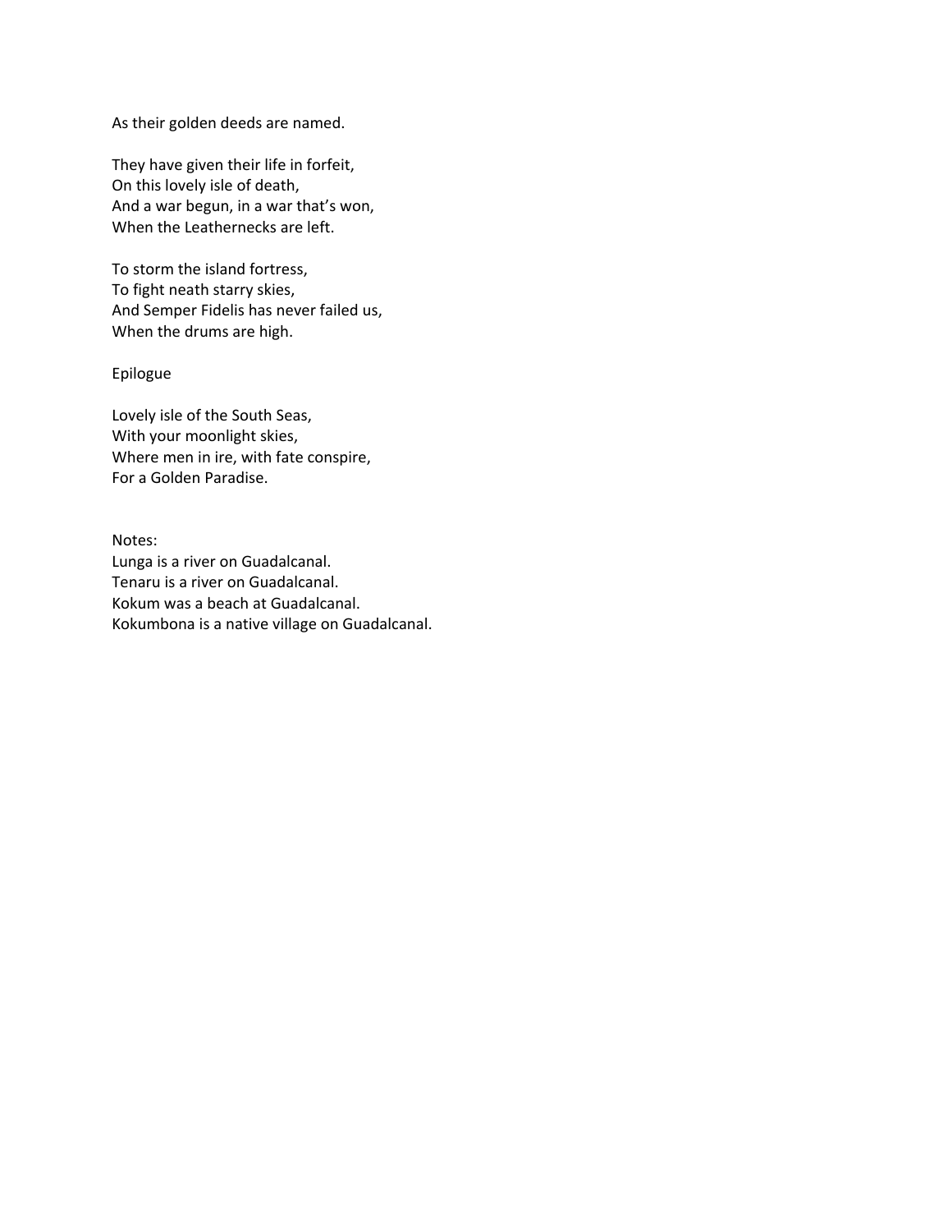As their golden deeds are named.

They have given their life in forfeit,  
On this lovely isle of death,  
And a war begun, in a war that's won,  
When the Leathernecks are left.

To storm the island fortress,  
To fight neath starry skies,  
And Semper Fidelis has never failed us,  
When the drums are high.

Epilogue

Lovely isle of the South Seas,  
With your moonlight skies,  
Where men in ire, with fate conspire,  
For a Golden Paradise.

Notes:  
Lunga is a river on Guadalcanal.  
Tenaru is a river on Guadalcanal.  
Kokum was a beach at Guadalcanal.  
Kokumbona is a native village on Guadalcanal.